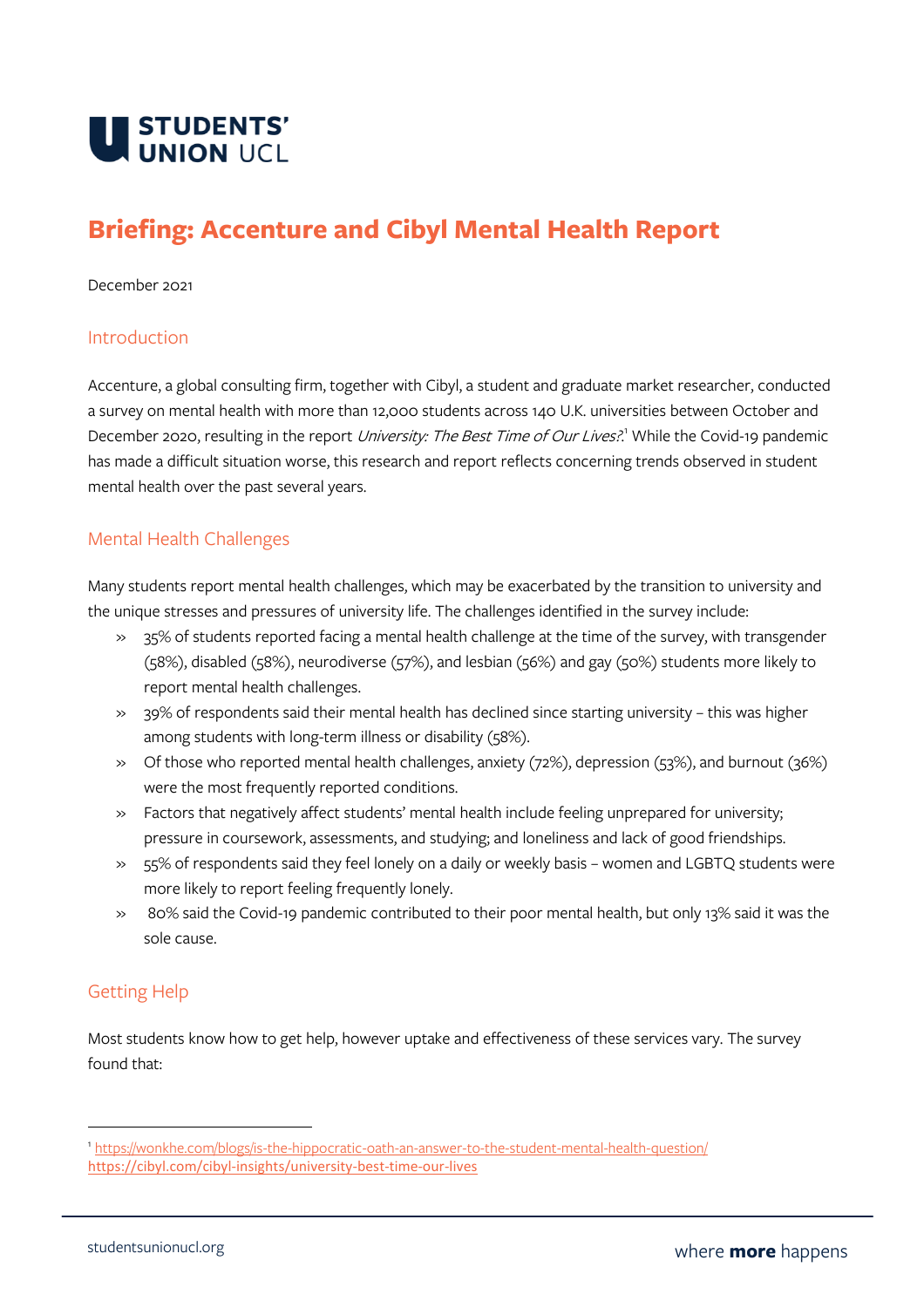STUDENTS' UNION UCL

# Briefing: Accenture and Cibyl Mental Health Report

December 2021

## Introduction

Accenture, a global consulting firm, together with Cibyl, a student and graduate market researcher, conducted a survey on mental health with more than 12,000 students across 140 U.K. universities between October and December 2020, resulting in the report *University: The Best Time of Our Lives?*.[1] While the Covid-19 pandemic has made a difficult situation worse, this research and report reflects concerning trends observed in student mental health over the past several years.

## Mental Health Challenges

Many students report mental health challenges, which may be exacerbated by the transition to university and the unique stresses and pressures of university life. The challenges identified in the survey include:

- 35% of students reported facing a mental health challenge at the time of the survey, with transgender (58%), disabled (58%), neurodiverse (57%), and lesbian (56%) and gay (50%) students more likely to report mental health challenges.
- 39% of respondents said their mental health has declined since starting university – this was higher among students with long-term illness or disability (58%).
- Of those who reported mental health challenges, anxiety (72%), depression (53%), and burnout (36%) were the most frequently reported conditions.
- Factors that negatively affect students' mental health include feeling unprepared for university; pressure in coursework, assessments, and studying; and loneliness and lack of good friendships.
- 55% of respondents said they feel lonely on a daily or weekly basis – women and LGBTQ students were more likely to report feeling frequently lonely.
- 80% said the Covid-19 pandemic contributed to their poor mental health, but only 13% said it was the sole cause.

## Getting Help

Most students know how to get help, however uptake and effectiveness of these services vary. The survey found that:

---

[1] https://wonkhe.com/blogs/is-the-hippocratic-oath-an-answer-to-the-student-mental-health-question/
https://cibyl.com/cibyl-insights/university-best-time-our-lives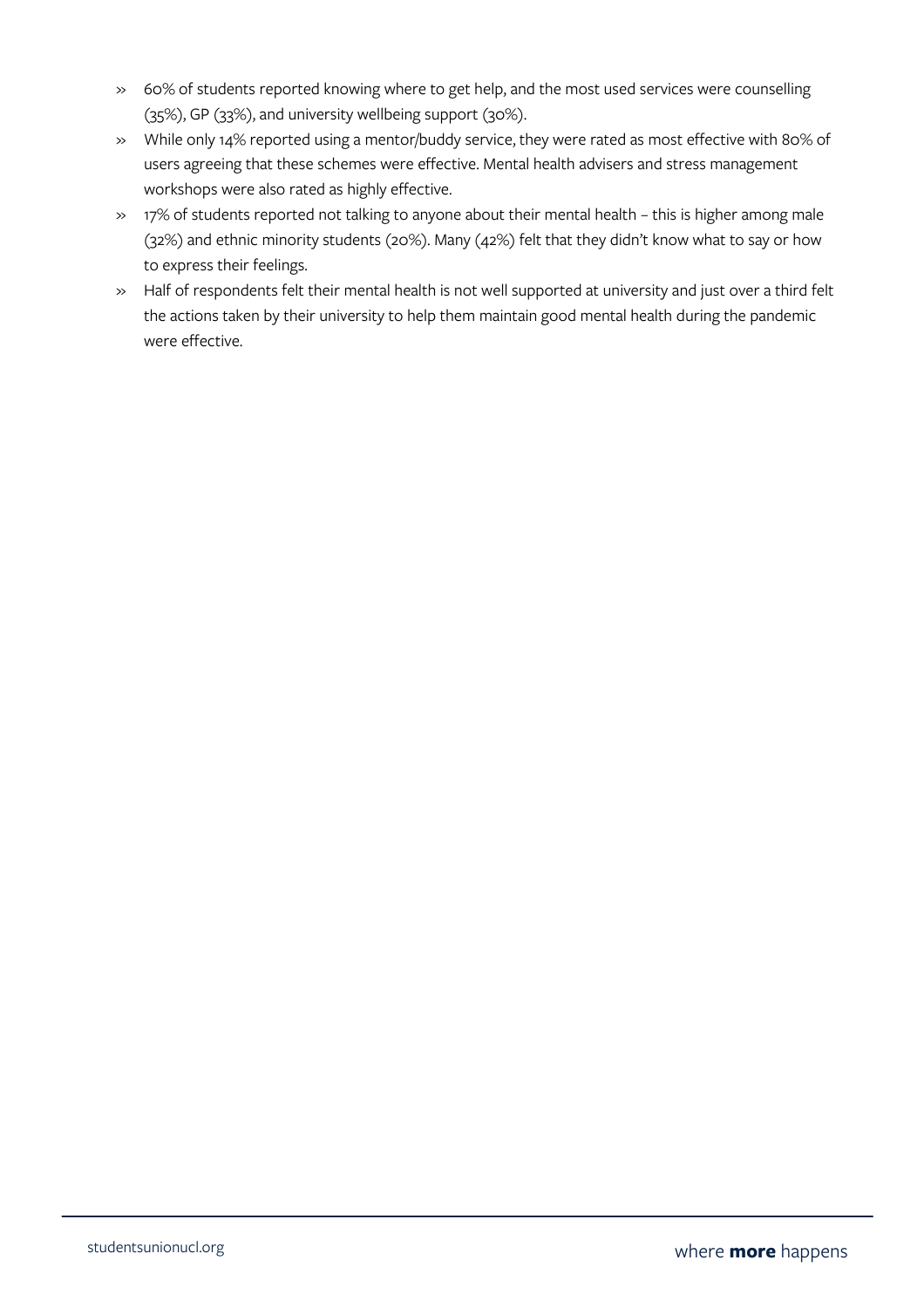- 60% of students reported knowing where to get help, and the most used services were counselling (35%), GP (33%), and university wellbeing support (30%).
- While only 14% reported using a mentor/buddy service, they were rated as most effective with 80% of users agreeing that these schemes were effective. Mental health advisers and stress management workshops were also rated as highly effective.
- 17% of students reported not talking to anyone about their mental health – this is higher among male (32%) and ethnic minority students (20%). Many (42%) felt that they didn't know what to say or how to express their feelings.
- Half of respondents felt their mental health is not well supported at university and just over a third felt the actions taken by their university to help them maintain good mental health during the pandemic were effective.